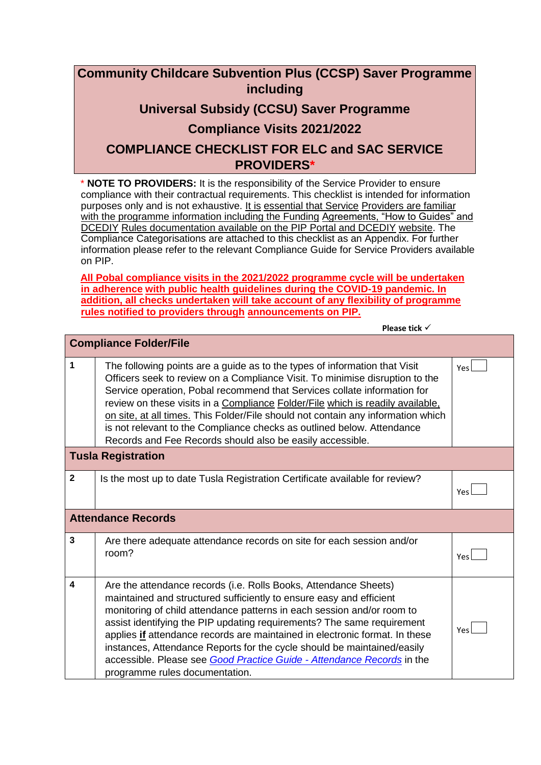# Community Childcare Subvention Plus (CCSP) Saver Programme including

## Universal Subsidy (CCSU) Saver Programme

## Compliance Visits 2021/2022

## COMPLIANCE CHECKLIST FOR ELC and SAC SERVICE PROVIDERS*

* **NOTE TO PROVIDERS:** It is the responsibility of the Service Provider to ensure compliance with their contractual requirements. This checklist is intended for information purposes only and is not exhaustive. It is essential that Service Providers are familiar with the programme information including the Funding Agreements, "How to Guides" and DCEDIY Rules documentation available on the PIP Portal and DCEDIY website. The Compliance Categorisations are attached to this checklist as an Appendix. For further information please refer to the relevant Compliance Guide for Service Providers available on PIP.

**All Pobal compliance visits in the 2021/2022 programme cycle will be undertaken in adherence with public health guidelines during the COVID-19 pandemic. In addition, all checks undertaken will take account of any flexibility of programme rules notified to providers through announcements on PIP.**

Please tick ✓

| | | |
|---|---|---|
| **Compliance Folder/File** | | |
| 1 | The following points are a guide as to the types of information that Visit Officers seek to review on a Compliance Visit. To minimise disruption to the Service operation, Pobal recommend that Services collate information for review on these visits in a Compliance Folder/File which is readily available, on site, at all times. This Folder/File should not contain any information which is not relevant to the Compliance checks as outlined below. Attendance Records and Fee Records should also be easily accessible. | Yes ☐ |
| **Tusla Registration** | | |
| 2 | Is the most up to date Tusla Registration Certificate available for review? | Yes ☐ |
| **Attendance Records** | | |
| 3 | Are there adequate attendance records on site for each session and/or room? | Yes ☐ |
| 4 | Are the attendance records (i.e. Rolls Books, Attendance Sheets) maintained and structured sufficiently to ensure easy and efficient monitoring of child attendance patterns in each session and/or room to assist identifying the PIP updating requirements? The same requirement applies **if** attendance records are maintained in electronic format. In these instances, Attendance Reports for the cycle should be maintained/easily accessible. Please see *Good Practice Guide - Attendance Records* in the programme rules documentation. | Yes ☐ |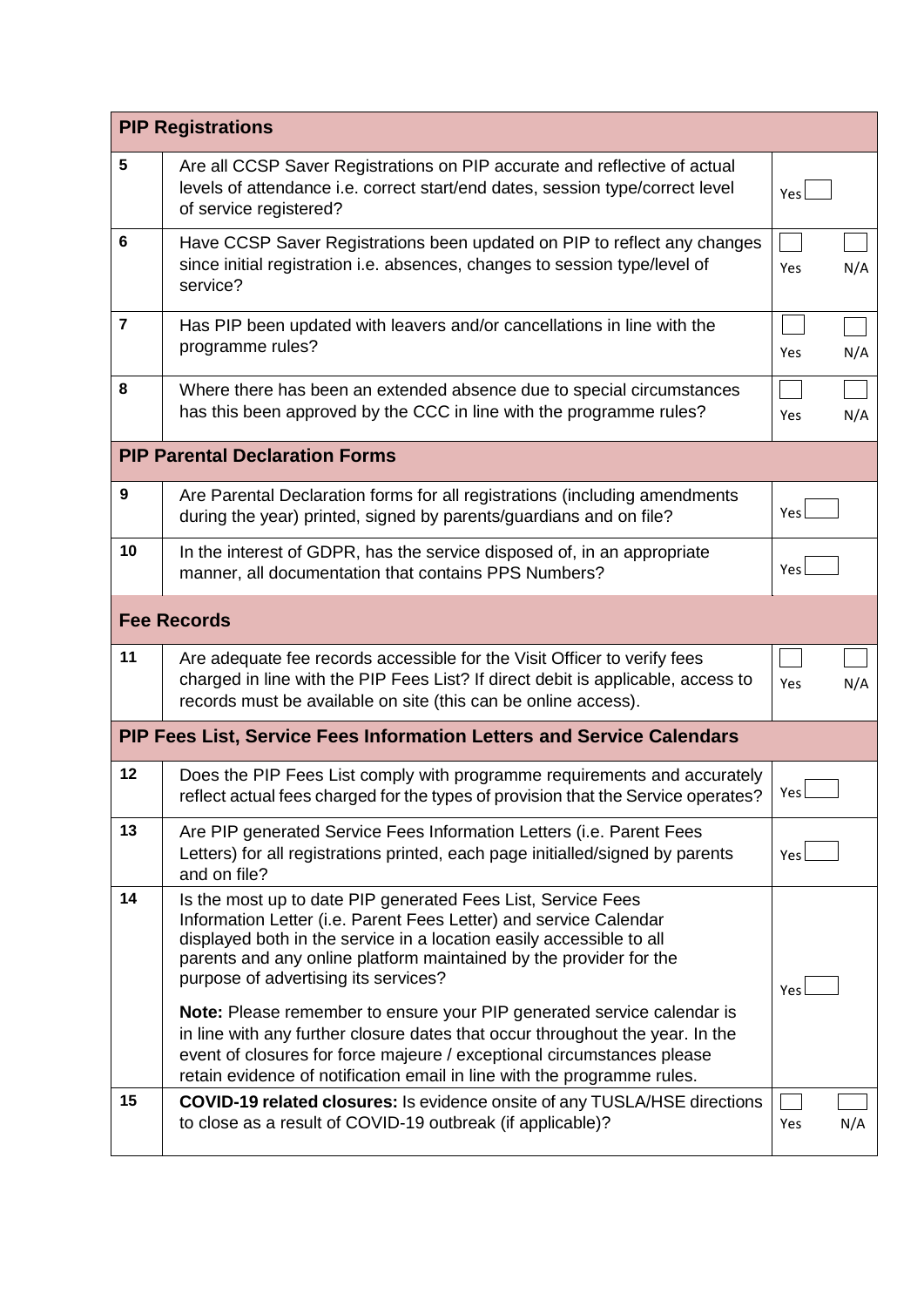| | | |
|---|---|---|
| **PIP Registrations** | | |
| 5 | Are all CCSP Saver Registrations on PIP accurate and reflective of actual levels of attendance i.e. correct start/end dates, session type/correct level of service registered? | Yes |
| 6 | Have CCSP Saver Registrations been updated on PIP to reflect any changes since initial registration i.e. absences, changes to session type/level of service? | Yes N/A |
| 7 | Has PIP been updated with leavers and/or cancellations in line with the programme rules? | Yes N/A |
| 8 | Where there has been an extended absence due to special circumstances has this been approved by the CCC in line with the programme rules? | Yes N/A |
| **PIP Parental Declaration Forms** | | |
| 9 | Are Parental Declaration forms for all registrations (including amendments during the year) printed, signed by parents/guardians and on file? | Yes |
| 10 | In the interest of GDPR, has the service disposed of, in an appropriate manner, all documentation that contains PPS Numbers? | Yes |
| **Fee Records** | | |
| 11 | Are adequate fee records accessible for the Visit Officer to verify fees charged in line with the PIP Fees List? If direct debit is applicable, access to records must be available on site (this can be online access). | Yes N/A |
| **PIP Fees List, Service Fees Information Letters and Service Calendars** | | |
| 12 | Does the PIP Fees List comply with programme requirements and accurately reflect actual fees charged for the types of provision that the Service operates? | Yes |
| 13 | Are PIP generated Service Fees Information Letters (i.e. Parent Fees Letters) for all registrations printed, each page initialled/signed by parents and on file? | Yes |
| 14 | Is the most up to date PIP generated Fees List, Service Fees Information Letter (i.e. Parent Fees Letter) and service Calendar displayed both in the service in a location easily accessible to all parents and any online platform maintained by the provider for the purpose of advertising its services?<br><br>**Note:** Please remember to ensure your PIP generated service calendar is in line with any further closure dates that occur throughout the year. In the event of closures for force majeure / exceptional circumstances please retain evidence of notification email in line with the programme rules. | Yes |
| 15 | **COVID-19 related closures:** Is evidence onsite of any TUSLA/HSE directions to close as a result of COVID-19 outbreak (if applicable)? | Yes N/A |